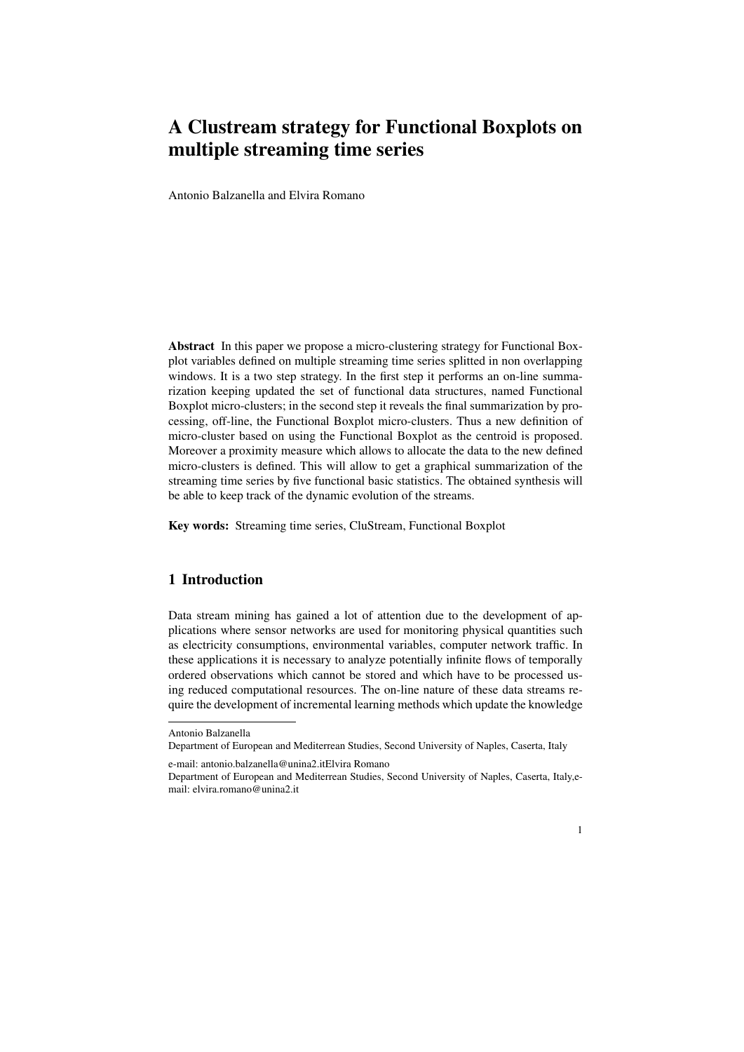# A Clustream strategy for Functional Boxplots on multiple streaming time series

Antonio Balzanella and Elvira Romano

**Abstract** In this paper we propose a micro-clustering strategy for Functional Boxplot variables defined on multiple streaming time series splitted in non overlapping windows. It is a two step strategy. In the first step it performs an on-line summarization keeping updated the set of functional data structures, named Functional Boxplot micro-clusters; in the second step it reveals the final summarization by processing, off-line, the Functional Boxplot micro-clusters. Thus a new definition of micro-cluster based on using the Functional Boxplot as the centroid is proposed. Moreover a proximity measure which allows to allocate the data to the new defined micro-clusters is defined. This will allow to get a graphical summarization of the streaming time series by five functional basic statistics. The obtained synthesis will be able to keep track of the dynamic evolution of the streams.

**Key words:** Streaming time series, CluStream, Functional Boxplot

## 1 Introduction

Data stream mining has gained a lot of attention due to the development of applications where sensor networks are used for monitoring physical quantities such as electricity consumptions, environmental variables, computer network traffic. In these applications it is necessary to analyze potentially infinite flows of temporally ordered observations which cannot be stored and which have to be processed using reduced computational resources. The on-line nature of these data streams require the development of incremental learning methods which update the knowledge

---

Antonio Balzanella
Department of European and Mediterrean Studies, Second University of Naples, Caserta, Italy

e-mail: antonio.balzanella@unina2.itElvira Romano
Department of European and Mediterrean Studies, Second University of Naples, Caserta, Italy,e-mail: elvira.romano@unina2.it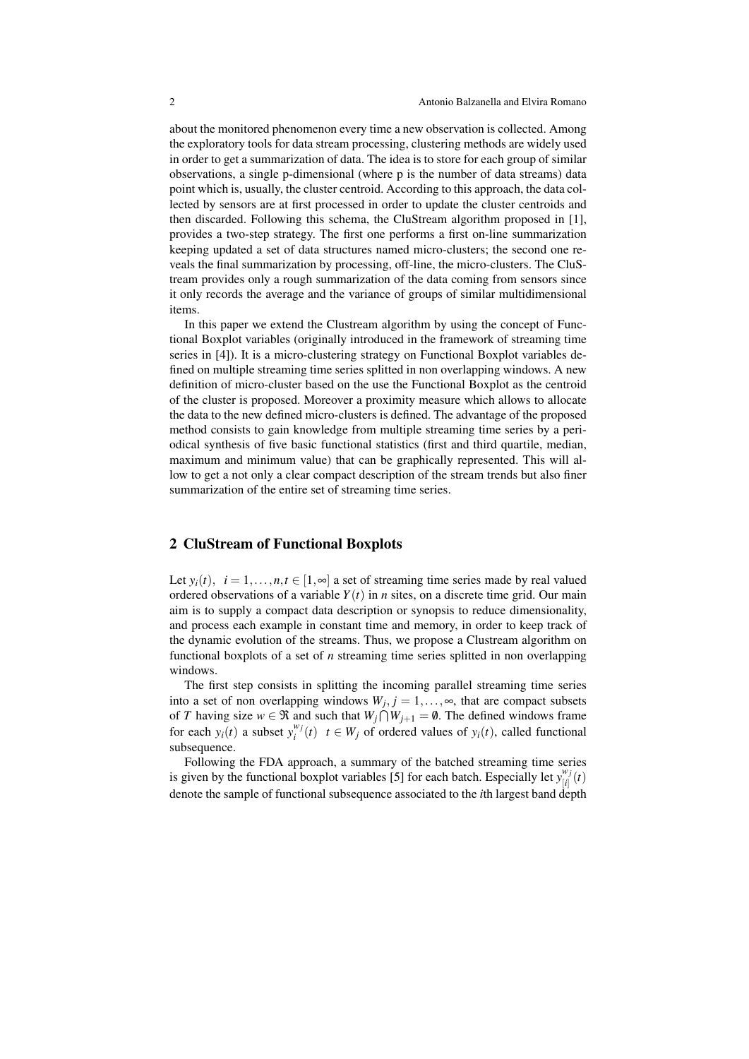about the monitored phenomenon every time a new observation is collected. Among the exploratory tools for data stream processing, clustering methods are widely used in order to get a summarization of data. The idea is to store for each group of similar observations, a single p-dimensional (where p is the number of data streams) data point which is, usually, the cluster centroid. According to this approach, the data collected by sensors are at first processed in order to update the cluster centroids and then discarded. Following this schema, the CluStream algorithm proposed in [1], provides a two-step strategy. The first one performs a first on-line summarization keeping updated a set of data structures named micro-clusters; the second one reveals the final summarization by processing, off-line, the micro-clusters. The CluStream provides only a rough summarization of the data coming from sensors since it only records the average and the variance of groups of similar multidimensional items.

In this paper we extend the Clustream algorithm by using the concept of Functional Boxplot variables (originally introduced in the framework of streaming time series in [4]). It is a micro-clustering strategy on Functional Boxplot variables defined on multiple streaming time series splitted in non overlapping windows. A new definition of micro-cluster based on the use the Functional Boxplot as the centroid of the cluster is proposed. Moreover a proximity measure which allows to allocate the data to the new defined micro-clusters is defined. The advantage of the proposed method consists to gain knowledge from multiple streaming time series by a periodical synthesis of five basic functional statistics (first and third quartile, median, maximum and minimum value) that can be graphically represented. This will allow to get a not only a clear compact description of the stream trends but also finer summarization of the entire set of streaming time series.

## 2 CluStream of Functional Boxplots

Let $y_i(t),\ \ i = 1,\ldots,n, t \in [1,\infty]$ a set of streaming time series made by real valued ordered observations of a variable $Y(t)$ in $n$ sites, on a discrete time grid. Our main aim is to supply a compact data description or synopsis to reduce dimensionality, and process each example in constant time and memory, in order to keep track of the dynamic evolution of the streams. Thus, we propose a Clustream algorithm on functional boxplots of a set of $n$ streaming time series splitted in non overlapping windows.

The first step consists in splitting the incoming parallel streaming time series into a set of non overlapping windows $W_j, j = 1,\ldots,\infty$, that are compact subsets of $T$ having size $w \in \Re$ and such that $W_j \bigcap W_{j+1} = \emptyset$. The defined windows frame for each $y_i(t)$ a subset $y_i^{w_j}(t)\ \ t \in W_j$ of ordered values of $y_i(t)$, called functional subsequence.

Following the FDA approach, a summary of the batched streaming time series is given by the functional boxplot variables [5] for each batch. Especially let $y_{[i]}^{w_j}(t)$ denote the sample of functional subsequence associated to the $i$th largest band depth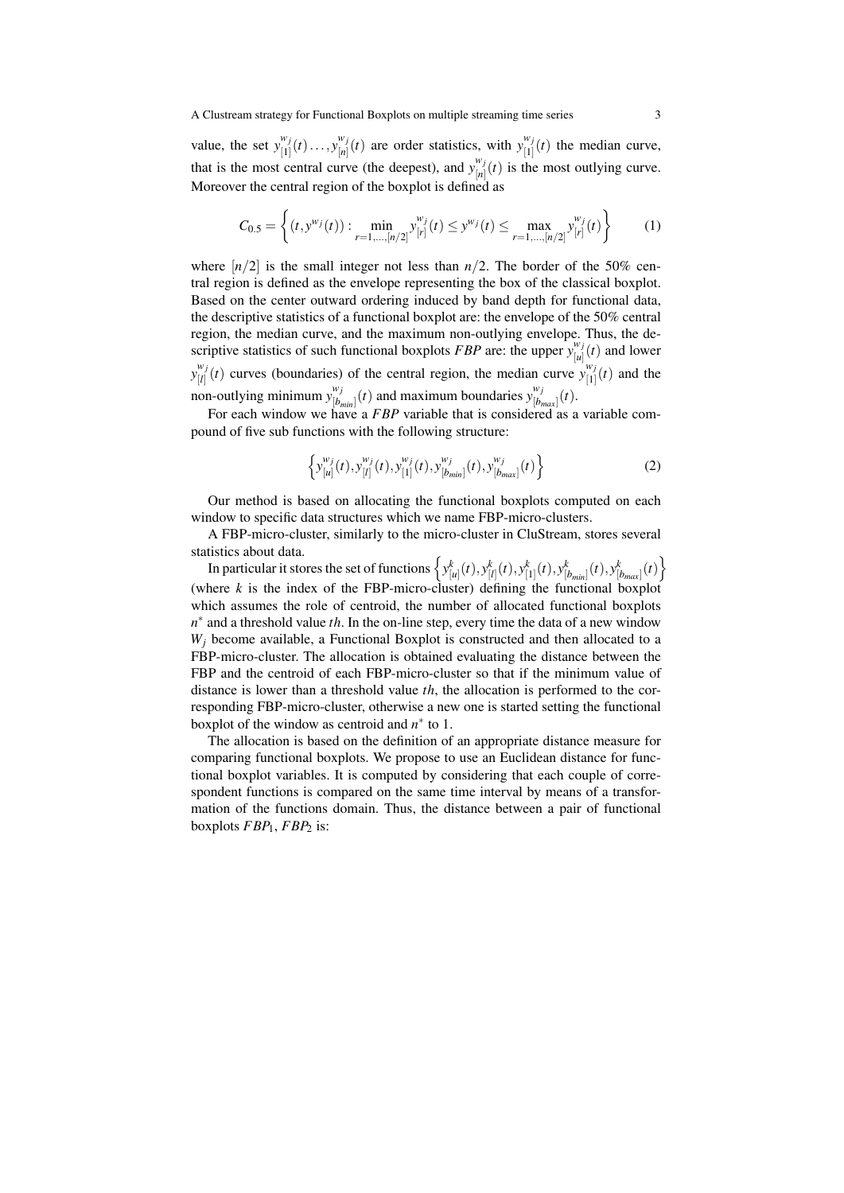value, the set $y^{w_j}_{[1]}(t) \ldots, y^{w_j}_{[n]}(t)$ are order statistics, with $y^{w_j}_{[1]}(t)$ the median curve, that is the most central curve (the deepest), and $y^{w_j}_{[n]}(t)$ is the most outlying curve. Moreover the central region of the boxplot is defined as

$$C_{0.5} = \left\{ (t, y^{w_j}(t)) : \min_{r=1,\ldots,[n/2]} y^{w_j}_{[r]}(t) \leq y^{w_j}(t) \leq \max_{r=1,\ldots,[n/2]} y^{w_j}_{[r]}(t) \right\} \tag{1}$$

where $[n/2]$ is the small integer not less than $n/2$. The border of the 50% central region is defined as the envelope representing the box of the classical boxplot. Based on the center outward ordering induced by band depth for functional data, the descriptive statistics of a functional boxplot are: the envelope of the 50% central region, the median curve, and the maximum non-outlying envelope. Thus, the descriptive statistics of such functional boxplots $FBP$ are: the upper $y^{w_j}_{[u]}(t)$ and lower $y^{w_j}_{[l]}(t)$ curves (boundaries) of the central region, the median curve $y^{w_j}_{[1]}(t)$ and the non-outlying minimum $y^{w_j}_{[b_{min}]}(t)$ and maximum boundaries $y^{w_j}_{[b_{max}]}(t)$.

For each window we have a $FBP$ variable that is considered as a variable compound of five sub functions with the following structure:

$$\left\{ y^{w_j}_{[u]}(t), y^{w_j}_{[l]}(t), y^{w_j}_{[1]}(t), y^{w_j}_{[b_{min}]}(t), y^{w_j}_{[b_{max}]}(t) \right\} \tag{2}$$

Our method is based on allocating the functional boxplots computed on each window to specific data structures which we name FBP-micro-clusters.

A FBP-micro-cluster, similarly to the micro-cluster in CluStream, stores several statistics about data.

In particular it stores the set of functions $\left\{ y^{k}_{[u]}(t), y^{k}_{[l]}(t), y^{k}_{[1]}(t), y^{k}_{[b_{min}]}(t), y^{k}_{[b_{max}]}(t) \right\}$ (where $k$ is the index of the FBP-micro-cluster) defining the functional boxplot which assumes the role of centroid, the number of allocated functional boxplots $n^*$ and a threshold value $th$. In the on-line step, every time the data of a new window $W_j$ become available, a Functional Boxplot is constructed and then allocated to a FBP-micro-cluster. The allocation is obtained evaluating the distance between the FBP and the centroid of each FBP-micro-cluster so that if the minimum value of distance is lower than a threshold value $th$, the allocation is performed to the corresponding FBP-micro-cluster, otherwise a new one is started setting the functional boxplot of the window as centroid and $n^*$ to 1.

The allocation is based on the definition of an appropriate distance measure for comparing functional boxplots. We propose to use an Euclidean distance for functional boxplot variables. It is computed by considering that each couple of correspondent functions is compared on the same time interval by means of a transformation of the functions domain. Thus, the distance between a pair of functional boxplots $FBP_1$, $FBP_2$ is: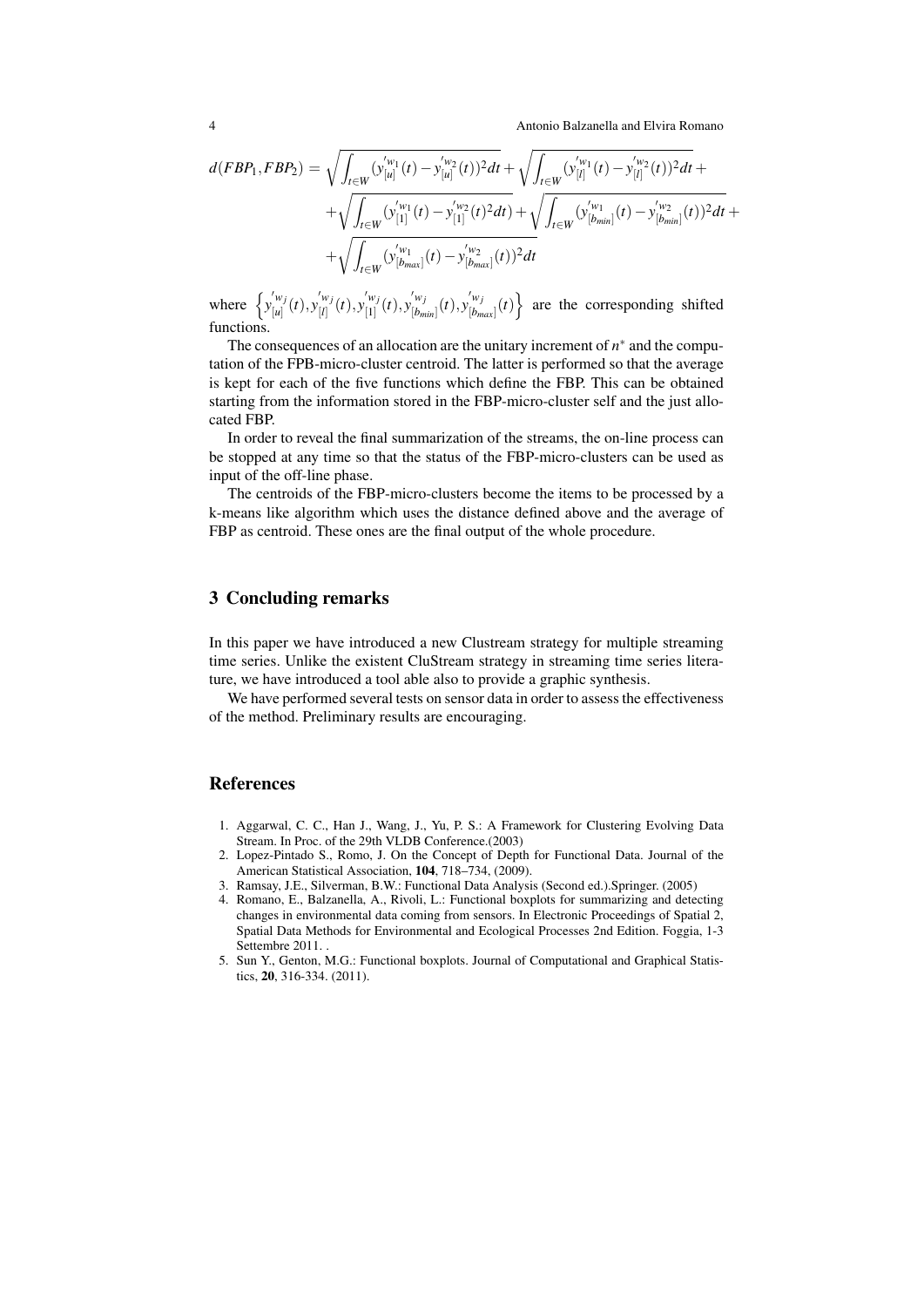$$
\begin{aligned}
d(FBP_1, FBP_2) = & \sqrt{\int_{t\in W} (y_{[u]}^{'w_1}(t) - y_{[u]}^{'w_2}(t))^2 dt} + \sqrt{\int_{t\in W} (y_{[l]}^{'w_1}(t) - y_{[l]}^{'w_2}(t))^2 dt} + \\
& + \sqrt{\int_{t\in W} (y_{[1]}^{'w_1}(t) - y_{[1]}^{'w_2}(t)^2 dt)} + \sqrt{\int_{t\in W} (y_{[b_{min}]}^{'w_1}(t) - y_{[b_{min}]}^{'w_2}(t))^2 dt} + \\
& + \sqrt{\int_{t\in W} (y_{[b_{max}]}^{'w_1}(t) - y_{[b_{max}]}^{'w_2}(t))^2 dt}
\end{aligned}
$$

where $\left\{ y_{[u]}^{'w_j}(t), y_{[l]}^{'w_j}(t), y_{[1]}^{'w_j}(t), y_{[b_{min}]}^{'w_j}(t), y_{[b_{max}]}^{'w_j}(t) \right\}$ are the corresponding shifted functions.

The consequences of an allocation are the unitary increment of $n^*$ and the computation of the FPB-micro-cluster centroid. The latter is performed so that the average is kept for each of the five functions which define the FBP. This can be obtained starting from the information stored in the FBP-micro-cluster self and the just allocated FBP.

In order to reveal the final summarization of the streams, the on-line process can be stopped at any time so that the status of the FBP-micro-clusters can be used as input of the off-line phase.

The centroids of the FBP-micro-clusters become the items to be processed by a k-means like algorithm which uses the distance defined above and the average of FBP as centroid. These ones are the final output of the whole procedure.

## 3 Concluding remarks

In this paper we have introduced a new Clustream strategy for multiple streaming time series. Unlike the existent CluStream strategy in streaming time series literature, we have introduced a tool able also to provide a graphic synthesis.

We have performed several tests on sensor data in order to assess the effectiveness of the method. Preliminary results are encouraging.

## References

1. Aggarwal, C. C., Han J., Wang, J., Yu, P. S.: A Framework for Clustering Evolving Data Stream. In Proc. of the 29th VLDB Conference.(2003)
2. Lopez-Pintado S., Romo, J. On the Concept of Depth for Functional Data. Journal of the American Statistical Association, **104**, 718–734, (2009).
3. Ramsay, J.E., Silverman, B.W.: Functional Data Analysis (Second ed.).Springer. (2005)
4. Romano, E., Balzanella, A., Rivoli, L.: Functional boxplots for summarizing and detecting changes in environmental data coming from sensors. In Electronic Proceedings of Spatial 2, Spatial Data Methods for Environmental and Ecological Processes 2nd Edition. Foggia, 1-3 Settembre 2011. .
5. Sun Y., Genton, M.G.: Functional boxplots. Journal of Computational and Graphical Statistics, **20**, 316-334. (2011).